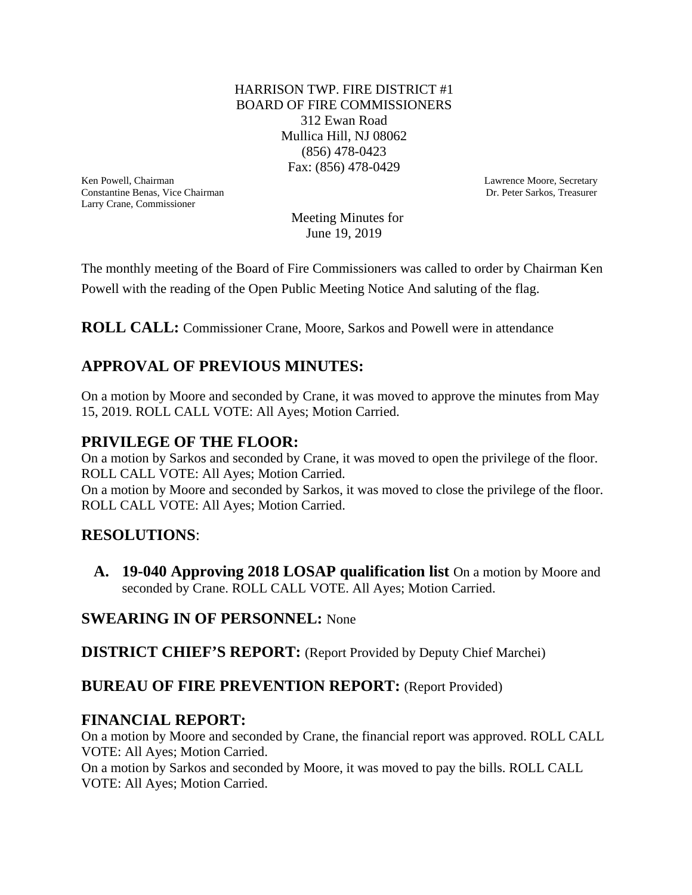HARRISON TWP. FIRE DISTRICT #1
BOARD OF FIRE COMMISSIONERS
312 Ewan Road
Mullica Hill, NJ 08062
(856) 478-0423
Fax: (856) 478-0429

Ken Powell, Chairman
Constantine Benas, Vice Chairman
Larry Crane, Commissioner

Lawrence Moore, Secretary
Dr. Peter Sarkos, Treasurer

Meeting Minutes for
June 19, 2019

The monthly meeting of the Board of Fire Commissioners was called to order by Chairman Ken Powell with the reading of the Open Public Meeting Notice And saluting of the flag.

**ROLL CALL:** Commissioner Crane, Moore, Sarkos and Powell were in attendance

## APPROVAL OF PREVIOUS MINUTES:

On a motion by Moore and seconded by Crane, it was moved to approve the minutes from May 15, 2019. ROLL CALL VOTE: All Ayes; Motion Carried.

## PRIVILEGE OF THE FLOOR:

On a motion by Sarkos and seconded by Crane, it was moved to open the privilege of the floor. ROLL CALL VOTE: All Ayes; Motion Carried.
On a motion by Moore and seconded by Sarkos, it was moved to close the privilege of the floor. ROLL CALL VOTE: All Ayes; Motion Carried.

## RESOLUTIONS:

A. **19-040 Approving 2018 LOSAP qualification list** On a motion by Moore and seconded by Crane. ROLL CALL VOTE. All Ayes; Motion Carried.

**SWEARING IN OF PERSONNEL:** None

**DISTRICT CHIEF'S REPORT:** (Report Provided by Deputy Chief Marchei)

**BUREAU OF FIRE PREVENTION REPORT:** (Report Provided)

## FINANCIAL REPORT:

On a motion by Moore and seconded by Crane, the financial report was approved. ROLL CALL VOTE: All Ayes; Motion Carried.
On a motion by Sarkos and seconded by Moore, it was moved to pay the bills. ROLL CALL VOTE: All Ayes; Motion Carried.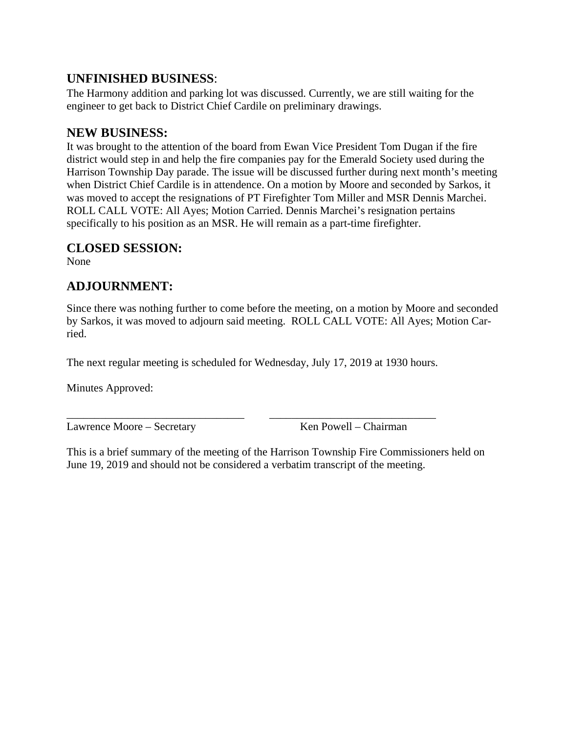## UNFINISHED BUSINESS:

The Harmony addition and parking lot was discussed. Currently, we are still waiting for the engineer to get back to District Chief Cardile on preliminary drawings.

## NEW BUSINESS:

It was brought to the attention of the board from Ewan Vice President Tom Dugan if the fire district would step in and help the fire companies pay for the Emerald Society used during the Harrison Township Day parade. The issue will be discussed further during next month's meeting when District Chief Cardile is in attendence. On a motion by Moore and seconded by Sarkos, it was moved to accept the resignations of PT Firefighter Tom Miller and MSR Dennis Marchei. ROLL CALL VOTE: All Ayes; Motion Carried. Dennis Marchei's resignation pertains specifically to his position as an MSR. He will remain as a part-time firefighter.

## CLOSED SESSION:

None

## ADJOURNMENT:

Since there was nothing further to come before the meeting, on a motion by Moore and seconded by Sarkos, it was moved to adjourn said meeting. ROLL CALL VOTE: All Ayes; Motion Carried.

The next regular meeting is scheduled for Wednesday, July 17, 2019 at 1930 hours.

Minutes Approved:

________________________________ ______________________________

Lawrence Moore – Secretary Ken Powell – Chairman

This is a brief summary of the meeting of the Harrison Township Fire Commissioners held on June 19, 2019 and should not be considered a verbatim transcript of the meeting.